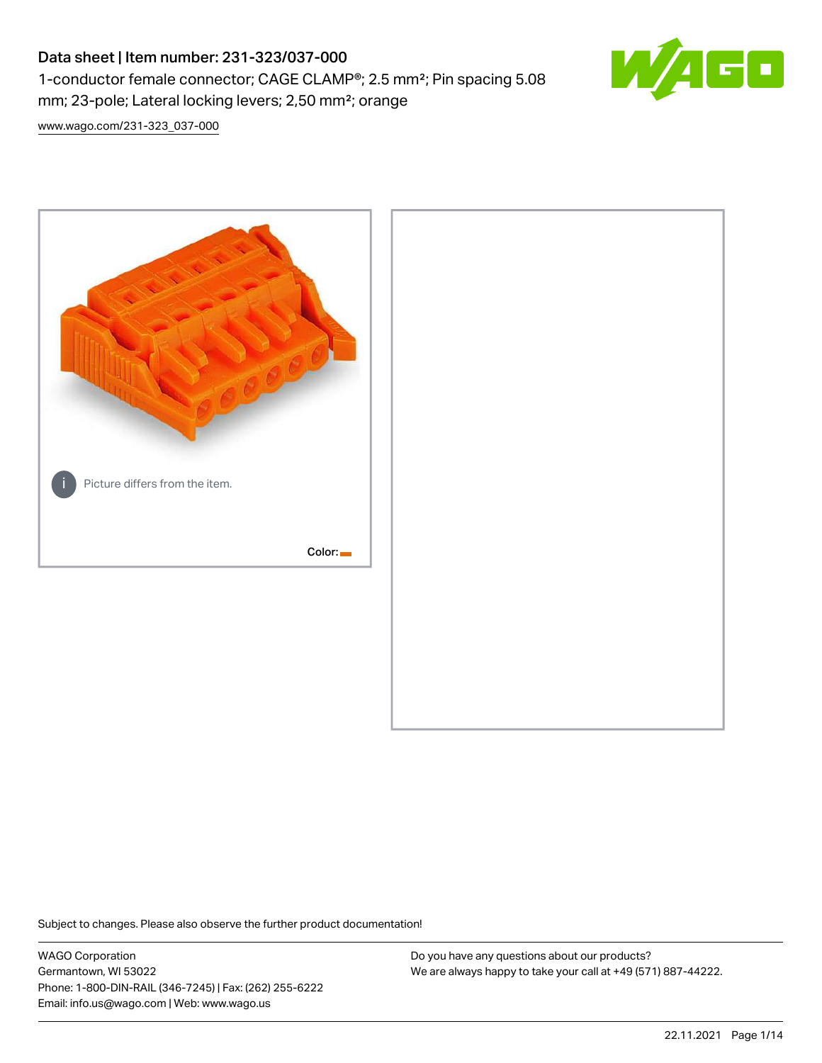# Data sheet | Item number: 231-323/037-000

1-conductor female connector; CAGE CLAMP®; 2.5 mm²; Pin spacing 5.08 mm; 23-pole; Lateral locking levers; 2,50 mm²; orange

www.wago.com/231-323_037-000

Picture differs from the item.

Color:

Subject to changes. Please also observe the further product documentation!

WAGO Corporation
Germantown, WI 53022
Phone: 1-800-DIN-RAIL (346-7245) | Fax: (262) 255-6222
Email: info.us@wago.com | Web: www.wago.us

Do you have any questions about our products?
We are always happy to take your call at +49 (571) 887-44222.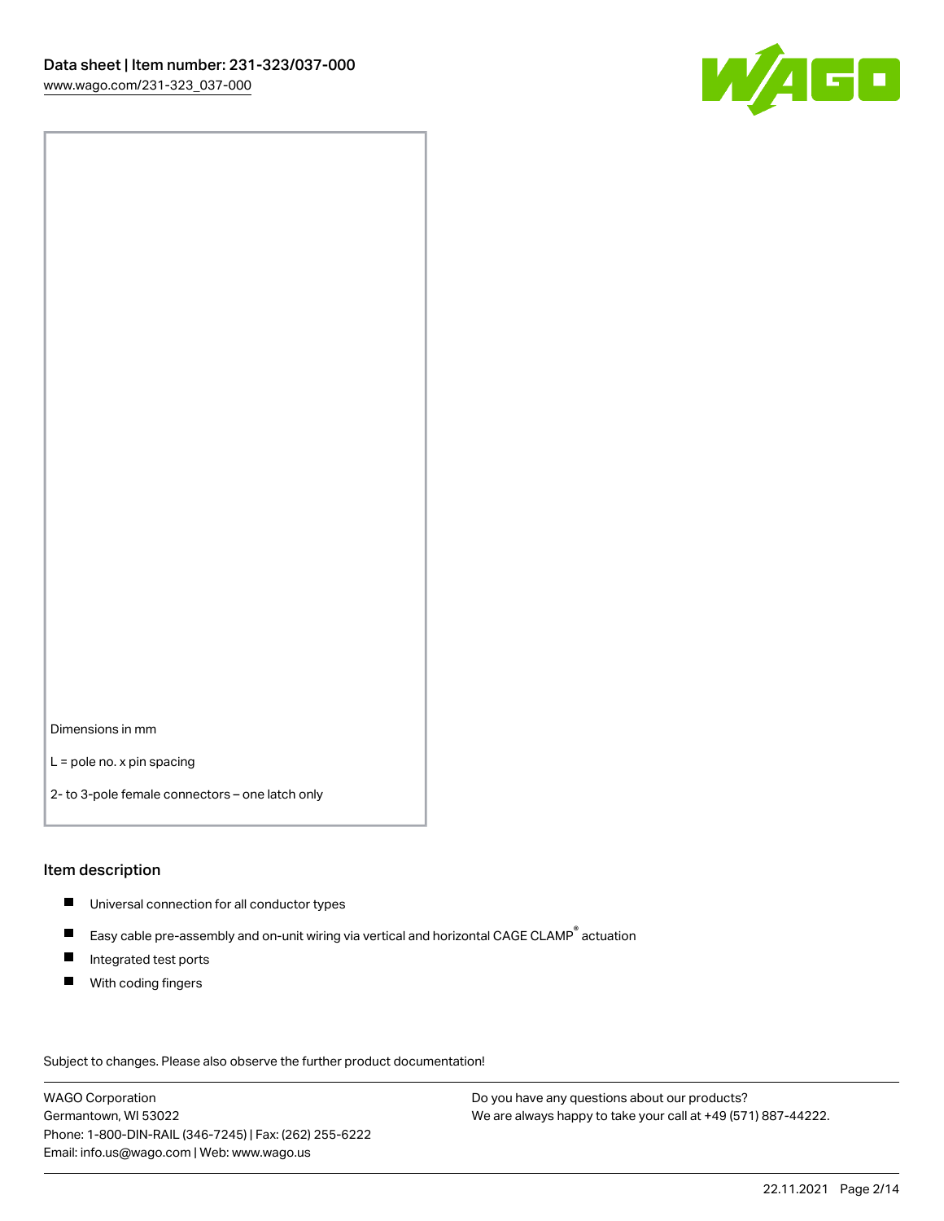Dimensions in mm

L = pole no. x pin spacing

2- to 3-pole female connectors – one latch only

## Item description

- Universal connection for all conductor types
- Easy cable pre-assembly and on-unit wiring via vertical and horizontal CAGE CLAMP® actuation
- Integrated test ports
- With coding fingers

Subject to changes. Please also observe the further product documentation!

WAGO Corporation
Germantown, WI 53022
Phone: 1-800-DIN-RAIL (346-7245) | Fax: (262) 255-6222
Email: info.us@wago.com | Web: www.wago.us

Do you have any questions about our products?
We are always happy to take your call at +49 (571) 887-44222.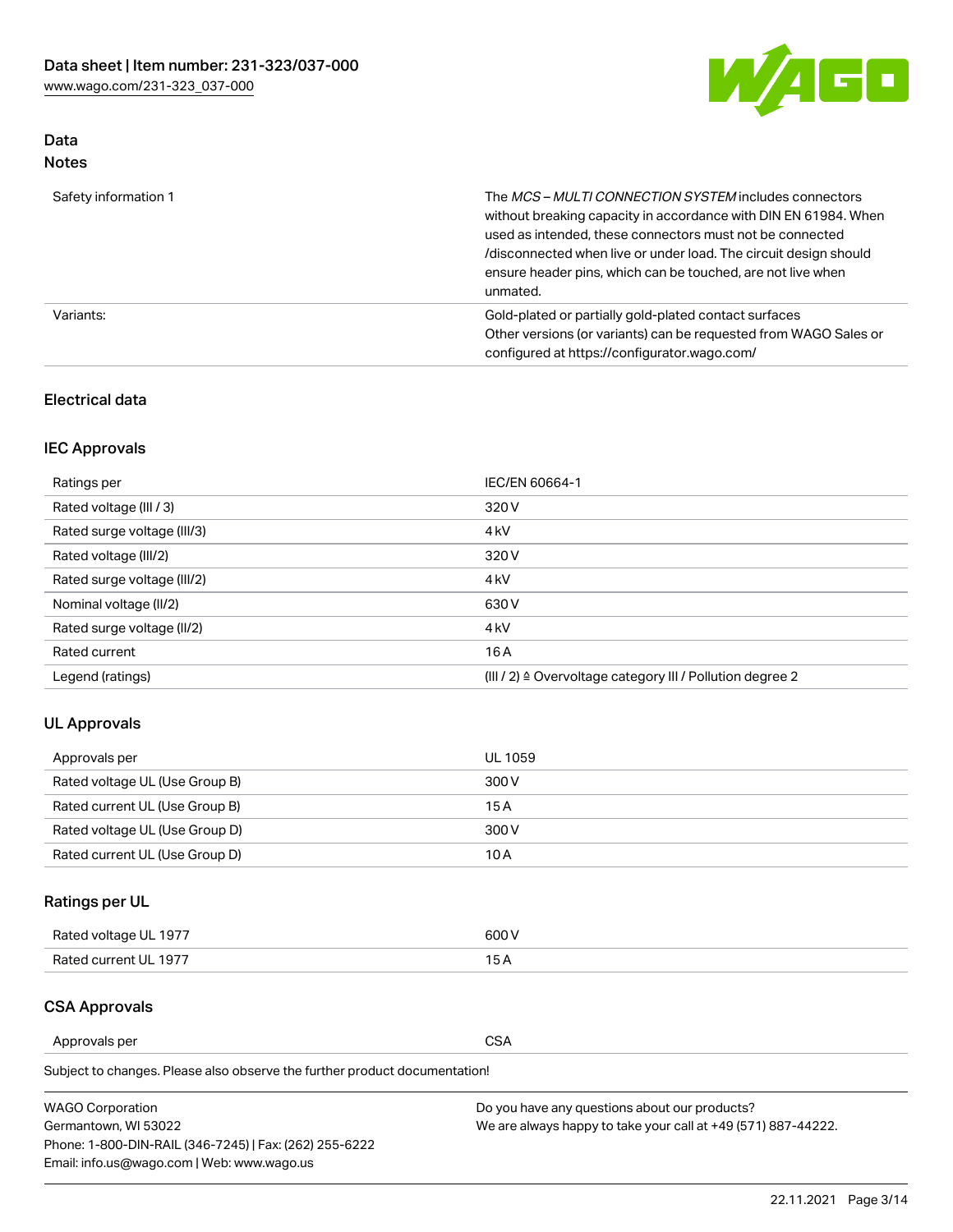## Data
### Notes

| | |
|---|---|
| Safety information 1 | The *MCS – MULTI CONNECTION SYSTEM* includes connectors without breaking capacity in accordance with DIN EN 61984. When used as intended, these connectors must not be connected /disconnected when live or under load. The circuit design should ensure header pins, which can be touched, are not live when unmated. |
| Variants: | Gold-plated or partially gold-plated contact surfaces<br>Other versions (or variants) can be requested from WAGO Sales or configured at https://configurator.wago.com/ |

### Electrical data

#### IEC Approvals

| | |
|---|---|
| Ratings per | IEC/EN 60664-1 |
| Rated voltage (III / 3) | 320 V |
| Rated surge voltage (III/3) | 4 kV |
| Rated voltage (III/2) | 320 V |
| Rated surge voltage (III/2) | 4 kV |
| Nominal voltage (II/2) | 630 V |
| Rated surge voltage (II/2) | 4 kV |
| Rated current | 16 A |
| Legend (ratings) | (III / 2) ≙ Overvoltage category III / Pollution degree 2 |

#### UL Approvals

| | |
|---|---|
| Approvals per | UL 1059 |
| Rated voltage UL (Use Group B) | 300 V |
| Rated current UL (Use Group B) | 15 A |
| Rated voltage UL (Use Group D) | 300 V |
| Rated current UL (Use Group D) | 10 A |

#### Ratings per UL

| | |
|---|---|
| Rated voltage UL 1977 | 600 V |
| Rated current UL 1977 | 15 A |

#### CSA Approvals

| | |
|---|---|
| Approvals per | CSA |

Subject to changes. Please also observe the further product documentation!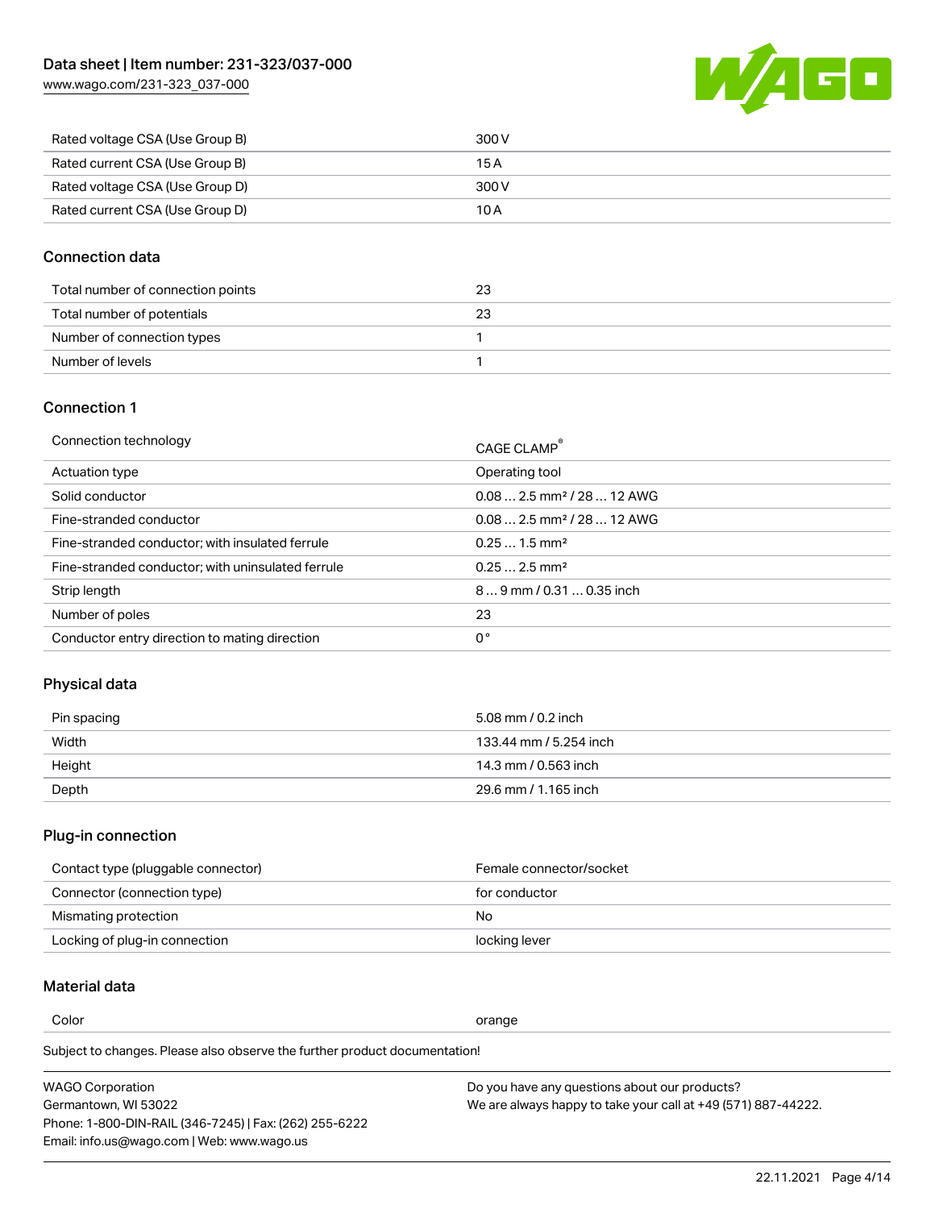| | |
|---|---|
| Rated voltage CSA (Use Group B) | 300 V |
| Rated current CSA (Use Group B) | 15 A |
| Rated voltage CSA (Use Group D) | 300 V |
| Rated current CSA (Use Group D) | 10 A |

## Connection data

| | |
|---|---|
| Total number of connection points | 23 |
| Total number of potentials | 23 |
| Number of connection types | 1 |
| Number of levels | 1 |

## Connection 1

| | |
|---|---|
| Connection technology | CAGE CLAMP® |
| Actuation type | Operating tool |
| Solid conductor | 0.08 … 2.5 mm² / 28 … 12 AWG |
| Fine-stranded conductor | 0.08 … 2.5 mm² / 28 … 12 AWG |
| Fine-stranded conductor; with insulated ferrule | 0.25 … 1.5 mm² |
| Fine-stranded conductor; with uninsulated ferrule | 0.25 … 2.5 mm² |
| Strip length | 8 … 9 mm / 0.31 … 0.35 inch |
| Number of poles | 23 |
| Conductor entry direction to mating direction | 0 ° |

## Physical data

| | |
|---|---|
| Pin spacing | 5.08 mm / 0.2 inch |
| Width | 133.44 mm / 5.254 inch |
| Height | 14.3 mm / 0.563 inch |
| Depth | 29.6 mm / 1.165 inch |

## Plug-in connection

| | |
|---|---|
| Contact type (pluggable connector) | Female connector/socket |
| Connector (connection type) | for conductor |
| Mismating protection | No |
| Locking of plug-in connection | locking lever |

## Material data

| | |
|---|---|
| Color | orange |

Subject to changes. Please also observe the further product documentation!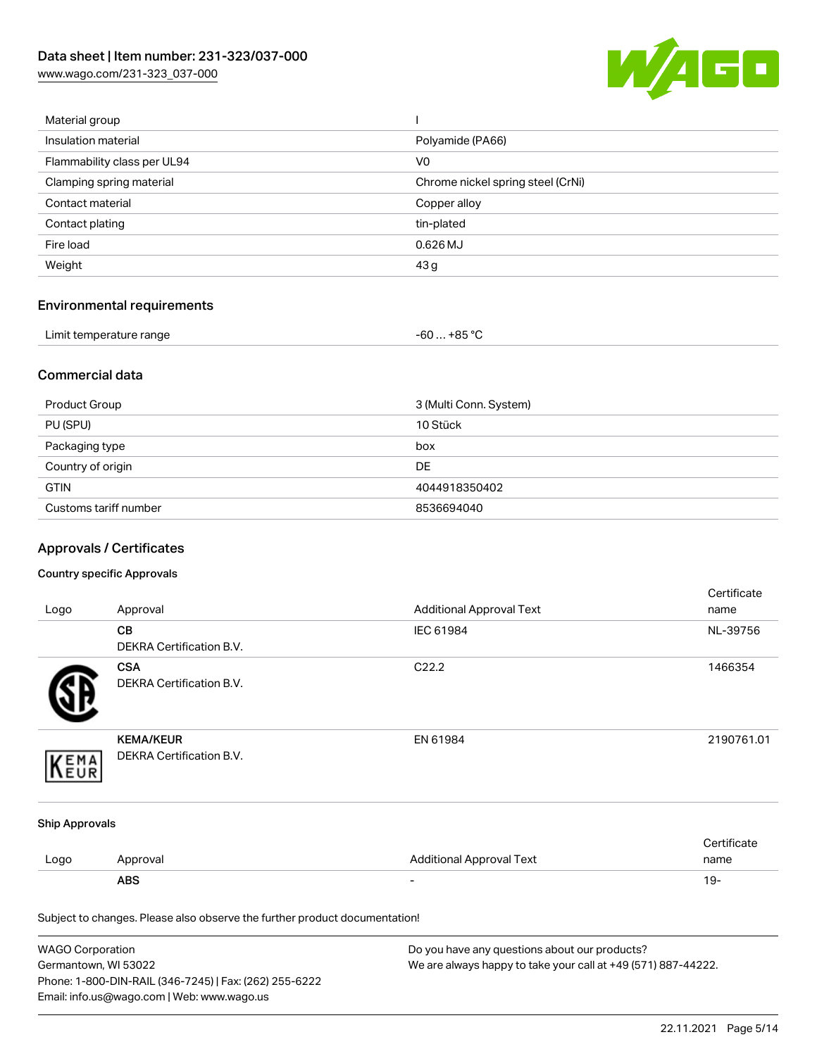| | |
|---|---|
| Material group | I |
| Insulation material | Polyamide (PA66) |
| Flammability class per UL94 | V0 |
| Clamping spring material | Chrome nickel spring steel (CrNi) |
| Contact material | Copper alloy |
| Contact plating | tin-plated |
| Fire load | 0.626 MJ |
| Weight | 43 g |

## Environmental requirements

| | |
|---|---|
| Limit temperature range | -60 … +85 °C |

## Commercial data

| | |
|---|---|
| Product Group | 3 (Multi Conn. System) |
| PU (SPU) | 10 Stück |
| Packaging type | box |
| Country of origin | DE |
| GTIN | 4044918350402 |
| Customs tariff number | 8536694040 |

## Approvals / Certificates

### Country specific Approvals

| Logo | Approval | Additional Approval Text | Certificate name |
|---|---|---|---|
| | **CB** DEKRA Certification B.V. | IEC 61984 | NL-39756 |
| | **CSA** DEKRA Certification B.V. | C22.2 | 1466354 |
| | **KEMA/KEUR** DEKRA Certification B.V. | EN 61984 | 2190761.01 |

### Ship Approvals

| Logo | Approval | Additional Approval Text | Certificate name |
|---|---|---|---|
| | **ABS** | - | 19- |

Subject to changes. Please also observe the further product documentation!

WAGO Corporation
Germantown, WI 53022
Phone: 1-800-DIN-RAIL (346-7245) | Fax: (262) 255-6222
Email: info.us@wago.com | Web: www.wago.us

Do you have any questions about our products?
We are always happy to take your call at +49 (571) 887-44222.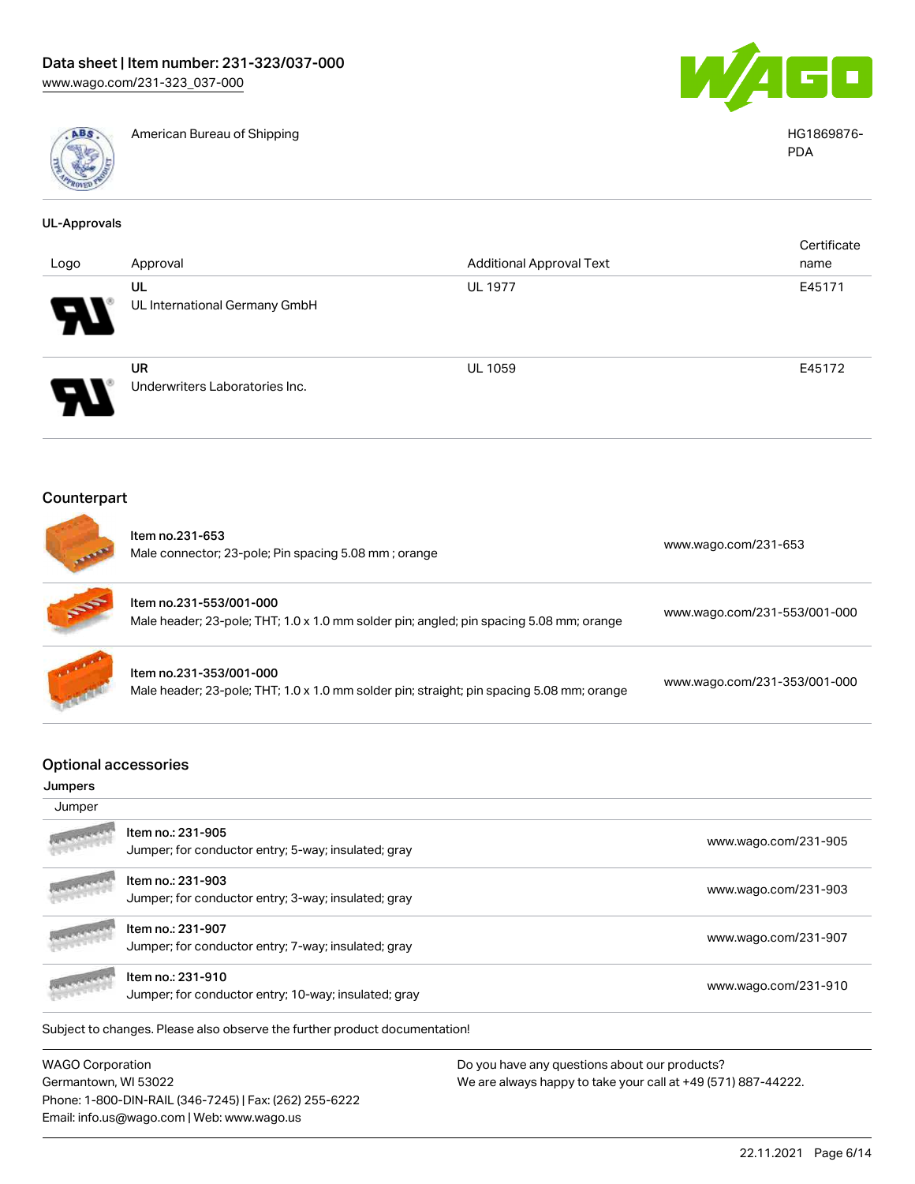| | | | |
|---|---|---|---|
| | American Bureau of Shipping | | HG1869876-PDA |

### UL-Approvals

| Logo | Approval | Additional Approval Text | Certificate name |
|---|---|---|---|
| | UL<br>UL International Germany GmbH | UL 1977 | E45171 |
| | UR<br>Underwriters Laboratories Inc. | UL 1059 | E45172 |

## Counterpart

| | | |
|---|---|---|
| | Item no.231-653<br>Male connector; 23-pole; Pin spacing 5.08 mm ; orange | www.wago.com/231-653 |
| | Item no.231-553/001-000<br>Male header; 23-pole; THT; 1.0 x 1.0 mm solder pin; angled; pin spacing 5.08 mm; orange | www.wago.com/231-553/001-000 |
| | Item no.231-353/001-000<br>Male header; 23-pole; THT; 1.0 x 1.0 mm solder pin; straight; pin spacing 5.08 mm; orange | www.wago.com/231-353/001-000 |

## Optional accessories

### Jumpers

| Jumper | | |
|---|---|---|
| | Item no.: 231-905<br>Jumper; for conductor entry; 5-way; insulated; gray | www.wago.com/231-905 |
| | Item no.: 231-903<br>Jumper; for conductor entry; 3-way; insulated; gray | www.wago.com/231-903 |
| | Item no.: 231-907<br>Jumper; for conductor entry; 7-way; insulated; gray | www.wago.com/231-907 |
| | Item no.: 231-910<br>Jumper; for conductor entry; 10-way; insulated; gray | www.wago.com/231-910 |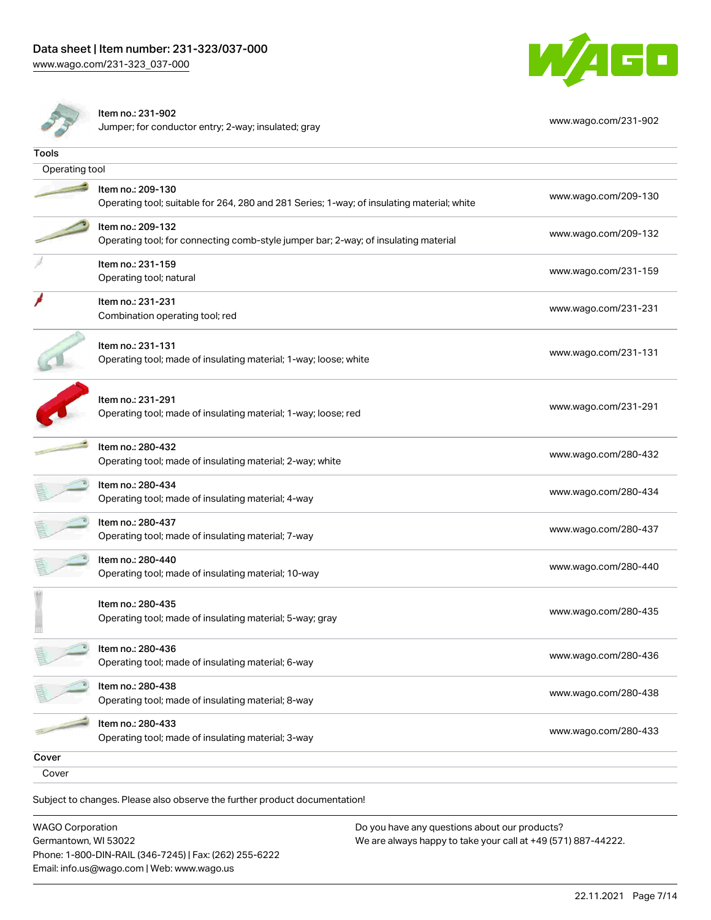| Item no.: 231-902<br>Jumper; for conductor entry; 2-way; insulated; gray | www.wago.com/231-902 |
|---|---|

### Tools

Operating tool

| Item | Link |
|---|---|
| Item no.: 209-130<br>Operating tool; suitable for 264, 280 and 281 Series; 1-way; of insulating material; white | www.wago.com/209-130 |
| Item no.: 209-132<br>Operating tool; for connecting comb-style jumper bar; 2-way; of insulating material | www.wago.com/209-132 |
| Item no.: 231-159<br>Operating tool; natural | www.wago.com/231-159 |
| Item no.: 231-231<br>Combination operating tool; red | www.wago.com/231-231 |
| Item no.: 231-131<br>Operating tool; made of insulating material; 1-way; loose; white | www.wago.com/231-131 |
| Item no.: 231-291<br>Operating tool; made of insulating material; 1-way; loose; red | www.wago.com/231-291 |
| Item no.: 280-432<br>Operating tool; made of insulating material; 2-way; white | www.wago.com/280-432 |
| Item no.: 280-434<br>Operating tool; made of insulating material; 4-way | www.wago.com/280-434 |
| Item no.: 280-437<br>Operating tool; made of insulating material; 7-way | www.wago.com/280-437 |
| Item no.: 280-440<br>Operating tool; made of insulating material; 10-way | www.wago.com/280-440 |
| Item no.: 280-435<br>Operating tool; made of insulating material; 5-way; gray | www.wago.com/280-435 |
| Item no.: 280-436<br>Operating tool; made of insulating material; 6-way | www.wago.com/280-436 |
| Item no.: 280-438<br>Operating tool; made of insulating material; 8-way | www.wago.com/280-438 |
| Item no.: 280-433<br>Operating tool; made of insulating material; 3-way | www.wago.com/280-433 |

### Cover

Cover

Subject to changes. Please also observe the further product documentation!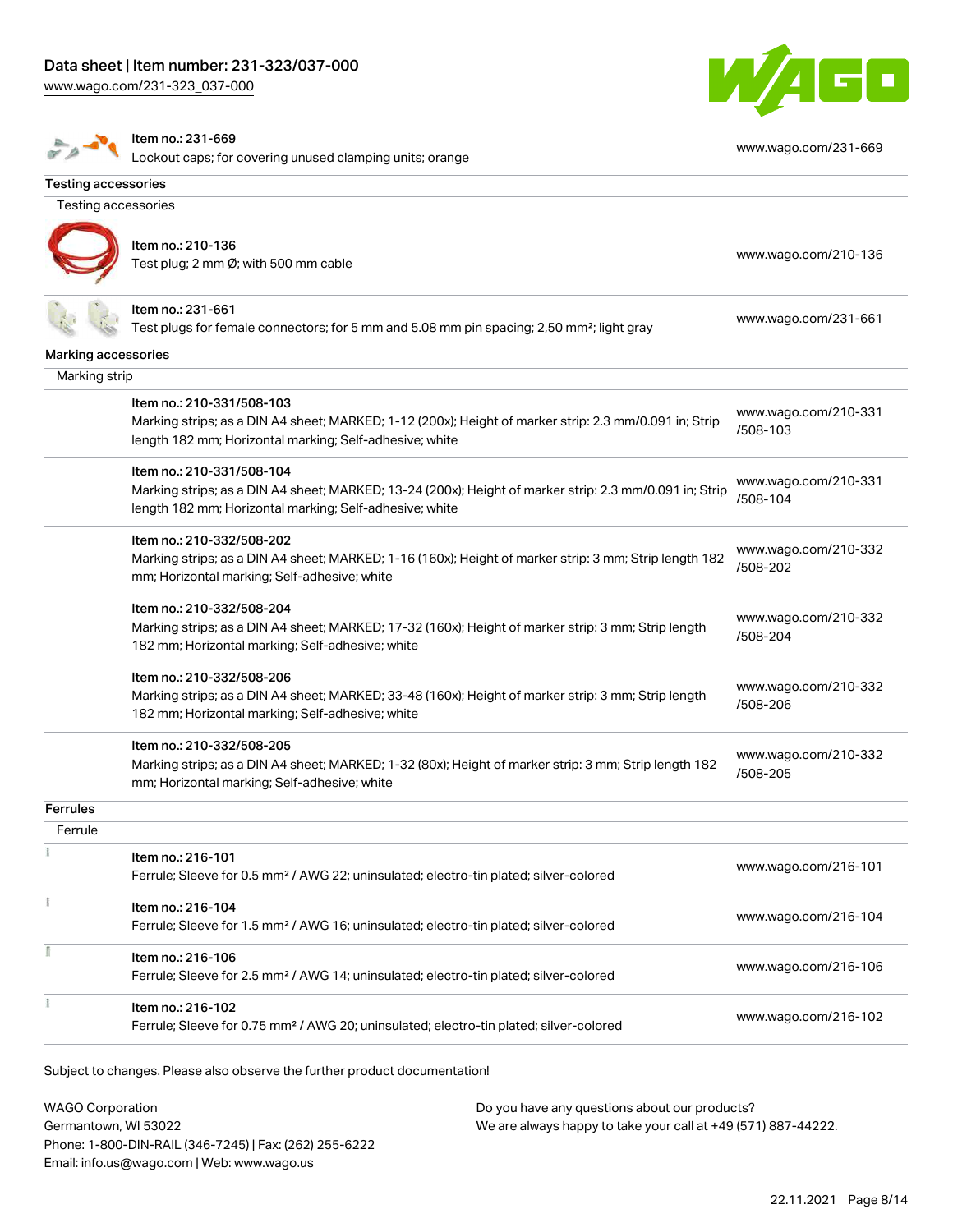| | |
|---|---|
| Item no.: 231-669<br>Lockout caps; for covering unused clamping units; orange | www.wago.com/231-669 |

## Testing accessories

### Testing accessories

| | |
|---|---|
| Item no.: 210-136<br>Test plug; 2 mm Ø; with 500 mm cable | www.wago.com/210-136 |
| Item no.: 231-661<br>Test plugs for female connectors; for 5 mm and 5.08 mm pin spacing; 2,50 mm²; light gray | www.wago.com/231-661 |

## Marking accessories

### Marking strip

| | |
|---|---|
| Item no.: 210-331/508-103<br>Marking strips; as a DIN A4 sheet; MARKED; 1-12 (200x); Height of marker strip: 2.3 mm/0.091 in; Strip length 182 mm; Horizontal marking; Self-adhesive; white | www.wago.com/210-331/508-103 |
| Item no.: 210-331/508-104<br>Marking strips; as a DIN A4 sheet; MARKED; 13-24 (200x); Height of marker strip: 2.3 mm/0.091 in; Strip length 182 mm; Horizontal marking; Self-adhesive; white | www.wago.com/210-331/508-104 |
| Item no.: 210-332/508-202<br>Marking strips; as a DIN A4 sheet; MARKED; 1-16 (160x); Height of marker strip: 3 mm; Strip length 182 mm; Horizontal marking; Self-adhesive; white | www.wago.com/210-332/508-202 |
| Item no.: 210-332/508-204<br>Marking strips; as a DIN A4 sheet; MARKED; 17-32 (160x); Height of marker strip: 3 mm; Strip length 182 mm; Horizontal marking; Self-adhesive; white | www.wago.com/210-332/508-204 |
| Item no.: 210-332/508-206<br>Marking strips; as a DIN A4 sheet; MARKED; 33-48 (160x); Height of marker strip: 3 mm; Strip length 182 mm; Horizontal marking; Self-adhesive; white | www.wago.com/210-332/508-206 |
| Item no.: 210-332/508-205<br>Marking strips; as a DIN A4 sheet; MARKED; 1-32 (80x); Height of marker strip: 3 mm; Strip length 182 mm; Horizontal marking; Self-adhesive; white | www.wago.com/210-332/508-205 |

## Ferrules

### Ferrule

| | |
|---|---|
| Item no.: 216-101<br>Ferrule; Sleeve for 0.5 mm² / AWG 22; uninsulated; electro-tin plated; silver-colored | www.wago.com/216-101 |
| Item no.: 216-104<br>Ferrule; Sleeve for 1.5 mm² / AWG 16; uninsulated; electro-tin plated; silver-colored | www.wago.com/216-104 |
| Item no.: 216-106<br>Ferrule; Sleeve for 2.5 mm² / AWG 14; uninsulated; electro-tin plated; silver-colored | www.wago.com/216-106 |
| Item no.: 216-102<br>Ferrule; Sleeve for 0.75 mm² / AWG 20; uninsulated; electro-tin plated; silver-colored | www.wago.com/216-102 |

Subject to changes. Please also observe the further product documentation!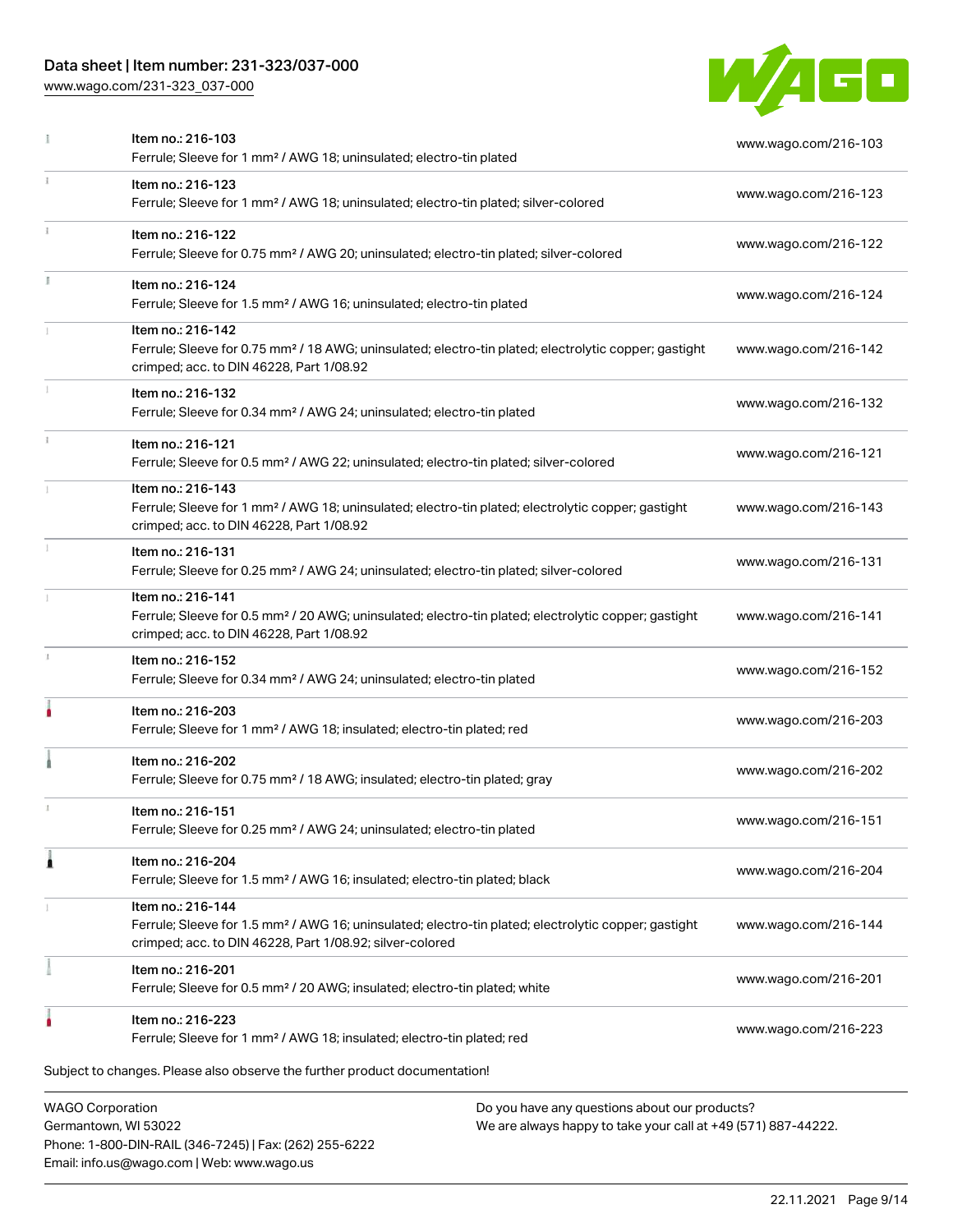| Item | Description | Link |
| --- | --- | --- |
| Item no.: 216-103 | Ferrule; Sleeve for 1 mm² / AWG 18; uninsulated; electro-tin plated | www.wago.com/216-103 |
| Item no.: 216-123 | Ferrule; Sleeve for 1 mm² / AWG 18; uninsulated; electro-tin plated; silver-colored | www.wago.com/216-123 |
| Item no.: 216-122 | Ferrule; Sleeve for 0.75 mm² / AWG 20; uninsulated; electro-tin plated; silver-colored | www.wago.com/216-122 |
| Item no.: 216-124 | Ferrule; Sleeve for 1.5 mm² / AWG 16; uninsulated; electro-tin plated | www.wago.com/216-124 |
| Item no.: 216-142 | Ferrule; Sleeve for 0.75 mm² / 18 AWG; uninsulated; electro-tin plated; electrolytic copper; gastight crimped; acc. to DIN 46228, Part 1/08.92 | www.wago.com/216-142 |
| Item no.: 216-132 | Ferrule; Sleeve for 0.34 mm² / AWG 24; uninsulated; electro-tin plated | www.wago.com/216-132 |
| Item no.: 216-121 | Ferrule; Sleeve for 0.5 mm² / AWG 22; uninsulated; electro-tin plated; silver-colored | www.wago.com/216-121 |
| Item no.: 216-143 | Ferrule; Sleeve for 1 mm² / AWG 18; uninsulated; electro-tin plated; electrolytic copper; gastight crimped; acc. to DIN 46228, Part 1/08.92 | www.wago.com/216-143 |
| Item no.: 216-131 | Ferrule; Sleeve for 0.25 mm² / AWG 24; uninsulated; electro-tin plated; silver-colored | www.wago.com/216-131 |
| Item no.: 216-141 | Ferrule; Sleeve for 0.5 mm² / 20 AWG; uninsulated; electro-tin plated; electrolytic copper; gastight crimped; acc. to DIN 46228, Part 1/08.92 | www.wago.com/216-141 |
| Item no.: 216-152 | Ferrule; Sleeve for 0.34 mm² / AWG 24; uninsulated; electro-tin plated | www.wago.com/216-152 |
| Item no.: 216-203 | Ferrule; Sleeve for 1 mm² / AWG 18; insulated; electro-tin plated; red | www.wago.com/216-203 |
| Item no.: 216-202 | Ferrule; Sleeve for 0.75 mm² / 18 AWG; insulated; electro-tin plated; gray | www.wago.com/216-202 |
| Item no.: 216-151 | Ferrule; Sleeve for 0.25 mm² / AWG 24; uninsulated; electro-tin plated | www.wago.com/216-151 |
| Item no.: 216-204 | Ferrule; Sleeve for 1.5 mm² / AWG 16; insulated; electro-tin plated; black | www.wago.com/216-204 |
| Item no.: 216-144 | Ferrule; Sleeve for 1.5 mm² / AWG 16; uninsulated; electro-tin plated; electrolytic copper; gastight crimped; acc. to DIN 46228, Part 1/08.92; silver-colored | www.wago.com/216-144 |
| Item no.: 216-201 | Ferrule; Sleeve for 0.5 mm² / 20 AWG; insulated; electro-tin plated; white | www.wago.com/216-201 |
| Item no.: 216-223 | Ferrule; Sleeve for 1 mm² / AWG 18; insulated; electro-tin plated; red | www.wago.com/216-223 |

Subject to changes. Please also observe the further product documentation!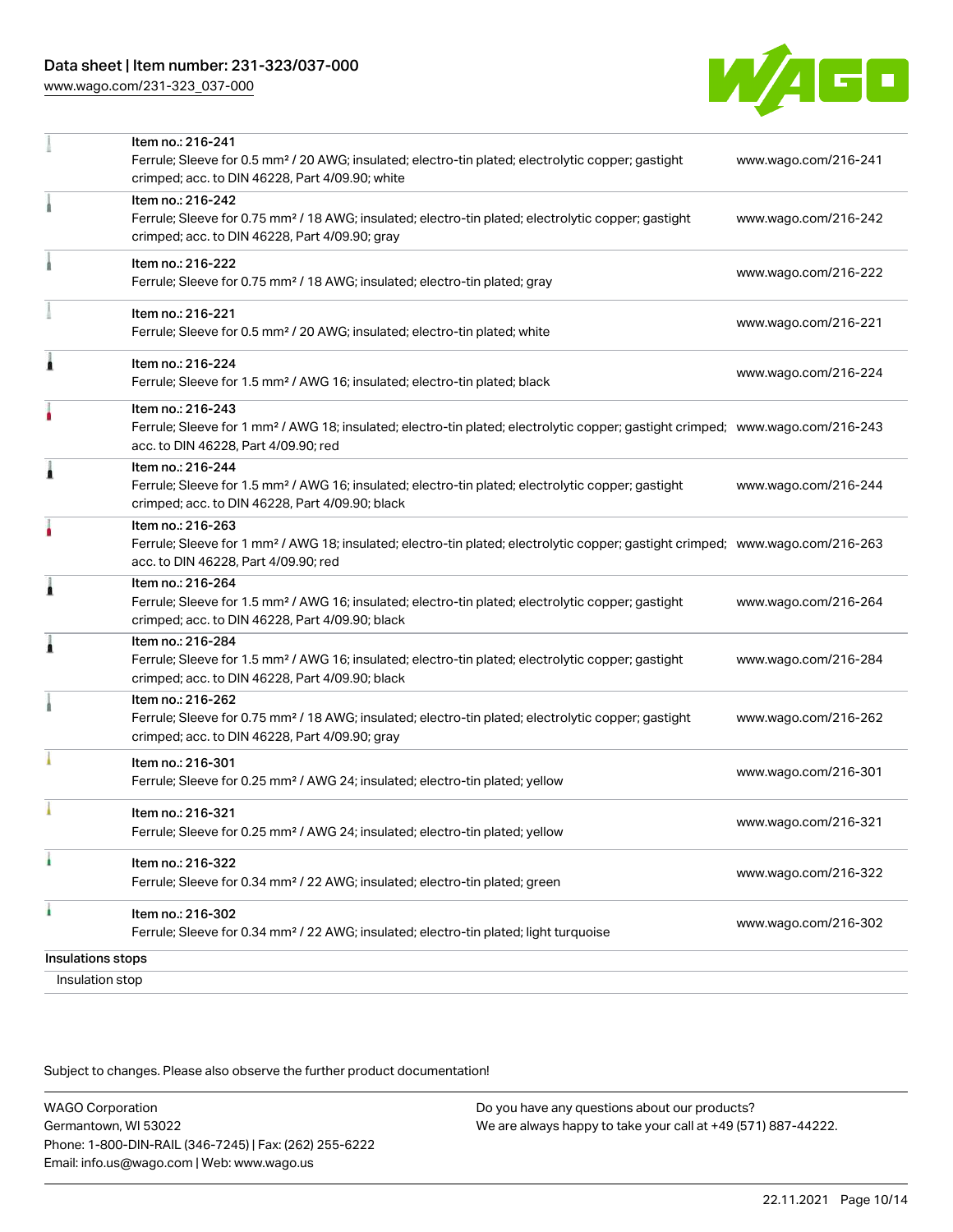| Item | Description | Link |
| --- | --- | --- |
| Item no.: 216-241 | Ferrule; Sleeve for 0.5 mm² / 20 AWG; insulated; electro-tin plated; electrolytic copper; gastight crimped; acc. to DIN 46228, Part 4/09.90; white | www.wago.com/216-241 |
| Item no.: 216-242 | Ferrule; Sleeve for 0.75 mm² / 18 AWG; insulated; electro-tin plated; electrolytic copper; gastight crimped; acc. to DIN 46228, Part 4/09.90; gray | www.wago.com/216-242 |
| Item no.: 216-222 | Ferrule; Sleeve for 0.75 mm² / 18 AWG; insulated; electro-tin plated; gray | www.wago.com/216-222 |
| Item no.: 216-221 | Ferrule; Sleeve for 0.5 mm² / 20 AWG; insulated; electro-tin plated; white | www.wago.com/216-221 |
| Item no.: 216-224 | Ferrule; Sleeve for 1.5 mm² / AWG 16; insulated; electro-tin plated; black | www.wago.com/216-224 |
| Item no.: 216-243 | Ferrule; Sleeve for 1 mm² / AWG 18; insulated; electro-tin plated; electrolytic copper; gastight crimped; acc. to DIN 46228, Part 4/09.90; red | www.wago.com/216-243 |
| Item no.: 216-244 | Ferrule; Sleeve for 1.5 mm² / AWG 16; insulated; electro-tin plated; electrolytic copper; gastight crimped; acc. to DIN 46228, Part 4/09.90; black | www.wago.com/216-244 |
| Item no.: 216-263 | Ferrule; Sleeve for 1 mm² / AWG 18; insulated; electro-tin plated; electrolytic copper; gastight crimped; acc. to DIN 46228, Part 4/09.90; red | www.wago.com/216-263 |
| Item no.: 216-264 | Ferrule; Sleeve for 1.5 mm² / AWG 16; insulated; electro-tin plated; electrolytic copper; gastight crimped; acc. to DIN 46228, Part 4/09.90; black | www.wago.com/216-264 |
| Item no.: 216-284 | Ferrule; Sleeve for 1.5 mm² / AWG 16; insulated; electro-tin plated; electrolytic copper; gastight crimped; acc. to DIN 46228, Part 4/09.90; black | www.wago.com/216-284 |
| Item no.: 216-262 | Ferrule; Sleeve for 0.75 mm² / 18 AWG; insulated; electro-tin plated; electrolytic copper; gastight crimped; acc. to DIN 46228, Part 4/09.90; gray | www.wago.com/216-262 |
| Item no.: 216-301 | Ferrule; Sleeve for 0.25 mm² / AWG 24; insulated; electro-tin plated; yellow | www.wago.com/216-301 |
| Item no.: 216-321 | Ferrule; Sleeve for 0.25 mm² / AWG 24; insulated; electro-tin plated; yellow | www.wago.com/216-321 |
| Item no.: 216-322 | Ferrule; Sleeve for 0.34 mm² / 22 AWG; insulated; electro-tin plated; green | www.wago.com/216-322 |
| Item no.: 216-302 | Ferrule; Sleeve for 0.34 mm² / 22 AWG; insulated; electro-tin plated; light turquoise | www.wago.com/216-302 |

Insulations stops

Insulation stop

Subject to changes. Please also observe the further product documentation!

WAGO Corporation
Germantown, WI 53022
Phone: 1-800-DIN-RAIL (346-7245) | Fax: (262) 255-6222
Email: info.us@wago.com | Web: www.wago.us

Do you have any questions about our products?
We are always happy to take your call at +49 (571) 887-44222.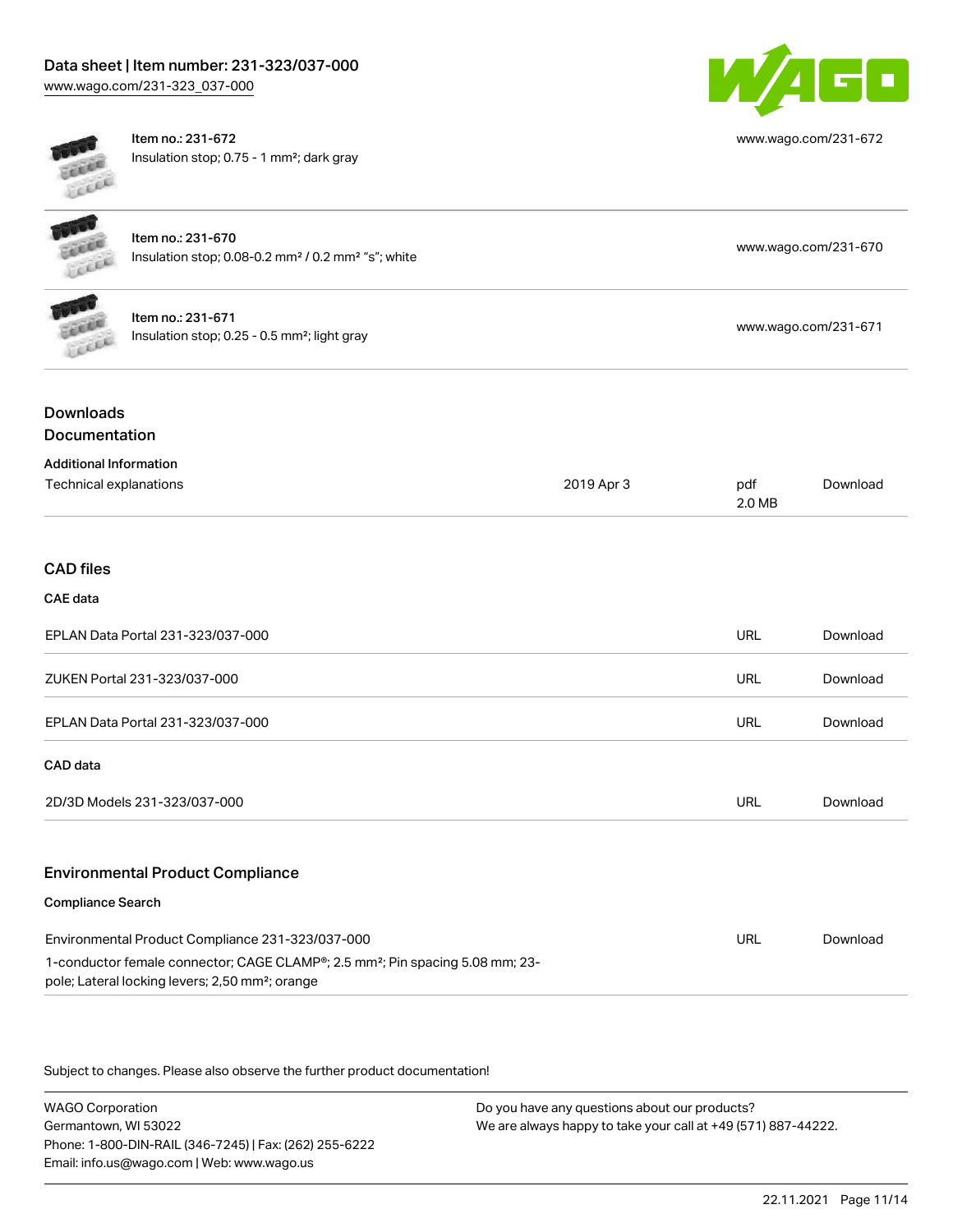| | |
|---|---|
| Item no.: 231-672<br>Insulation stop; 0.75 - 1 mm²; dark gray | www.wago.com/231-672 |
| Item no.: 231-670<br>Insulation stop; 0.08-0.2 mm² / 0.2 mm² "s"; white | www.wago.com/231-670 |
| Item no.: 231-671<br>Insulation stop; 0.25 - 0.5 mm²; light gray | www.wago.com/231-671 |

## Downloads

### Documentation

**Additional Information**

| | | | |
|---|---|---|---|
| Technical explanations | 2019 Apr 3 | pdf<br>2.0 MB | Download |

### CAD files

**CAE data**

| | | |
|---|---|---|
| EPLAN Data Portal 231-323/037-000 | URL | Download |
| ZUKEN Portal 231-323/037-000 | URL | Download |
| EPLAN Data Portal 231-323/037-000 | URL | Download |

**CAD data**

| | | |
|---|---|---|
| 2D/3D Models 231-323/037-000 | URL | Download |

### Environmental Product Compliance

**Compliance Search**

| | | |
|---|---|---|
| Environmental Product Compliance 231-323/037-000<br>1-conductor female connector; CAGE CLAMP®; 2.5 mm²; Pin spacing 5.08 mm; 23-pole; Lateral locking levers; 2,50 mm²; orange | URL | Download |

Subject to changes. Please also observe the further product documentation!

WAGO Corporation
Germantown, WI 53022
Phone: 1-800-DIN-RAIL (346-7245) | Fax: (262) 255-6222
Email: info.us@wago.com | Web: www.wago.us

Do you have any questions about our products?
We are always happy to take your call at +49 (571) 887-44222.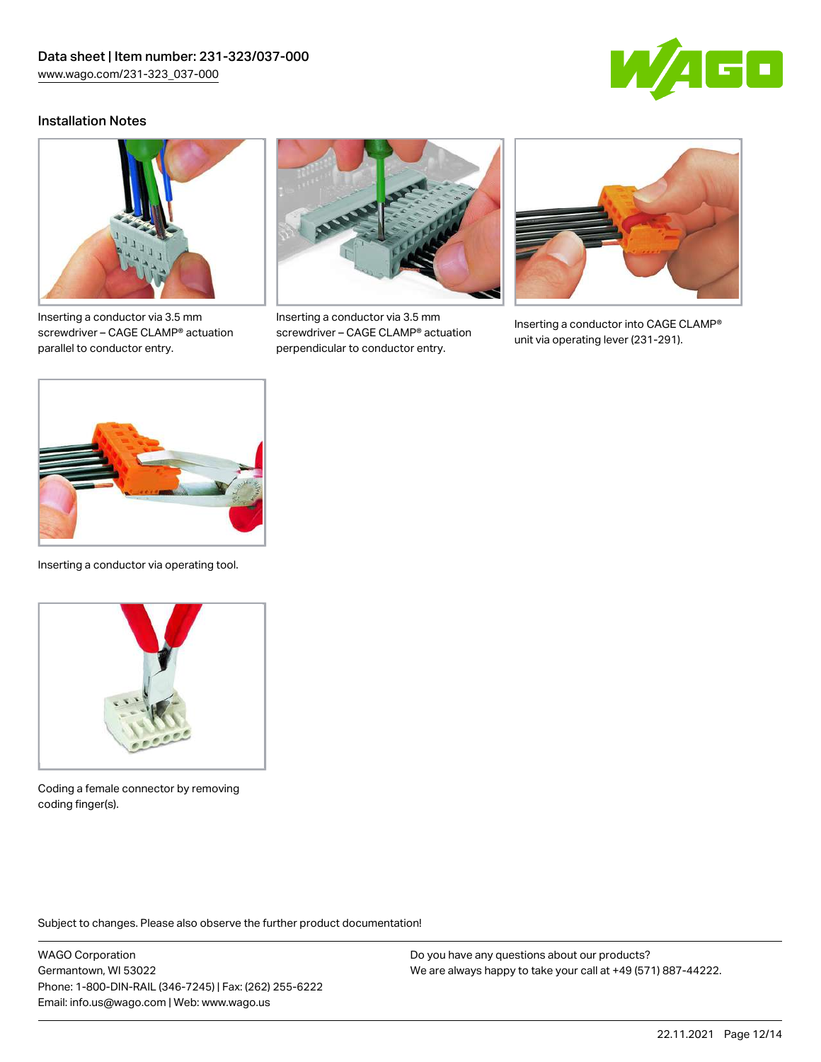## Installation Notes

Inserting a conductor via 3.5 mm screwdriver – CAGE CLAMP® actuation parallel to conductor entry.

Inserting a conductor via 3.5 mm screwdriver – CAGE CLAMP® actuation perpendicular to conductor entry.

Inserting a conductor into CAGE CLAMP® unit via operating lever (231-291).

Inserting a conductor via operating tool.

Coding a female connector by removing coding finger(s).

Subject to changes. Please also observe the further product documentation!

WAGO Corporation
Germantown, WI 53022
Phone: 1-800-DIN-RAIL (346-7245) | Fax: (262) 255-6222
Email: info.us@wago.com | Web: www.wago.us

Do you have any questions about our products?
We are always happy to take your call at +49 (571) 887-44222.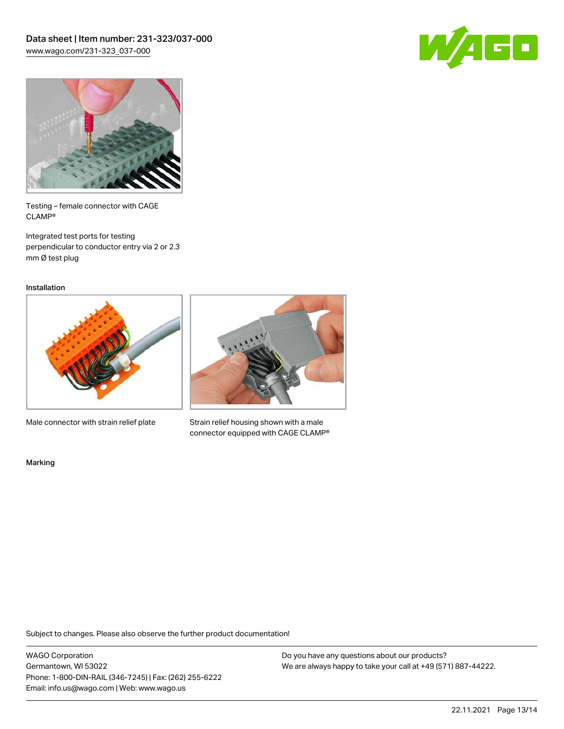Testing – female connector with CAGE CLAMP®

Integrated test ports for testing perpendicular to conductor entry via 2 or 2.3 mm Ø test plug

## Installation

Male connector with strain relief plate

Strain relief housing shown with a male connector equipped with CAGE CLAMP®

## Marking

Subject to changes. Please also observe the further product documentation!

WAGO Corporation
Germantown, WI 53022
Phone: 1-800-DIN-RAIL (346-7245) | Fax: (262) 255-6222
Email: info.us@wago.com | Web: www.wago.us

Do you have any questions about our products?
We are always happy to take your call at +49 (571) 887-44222.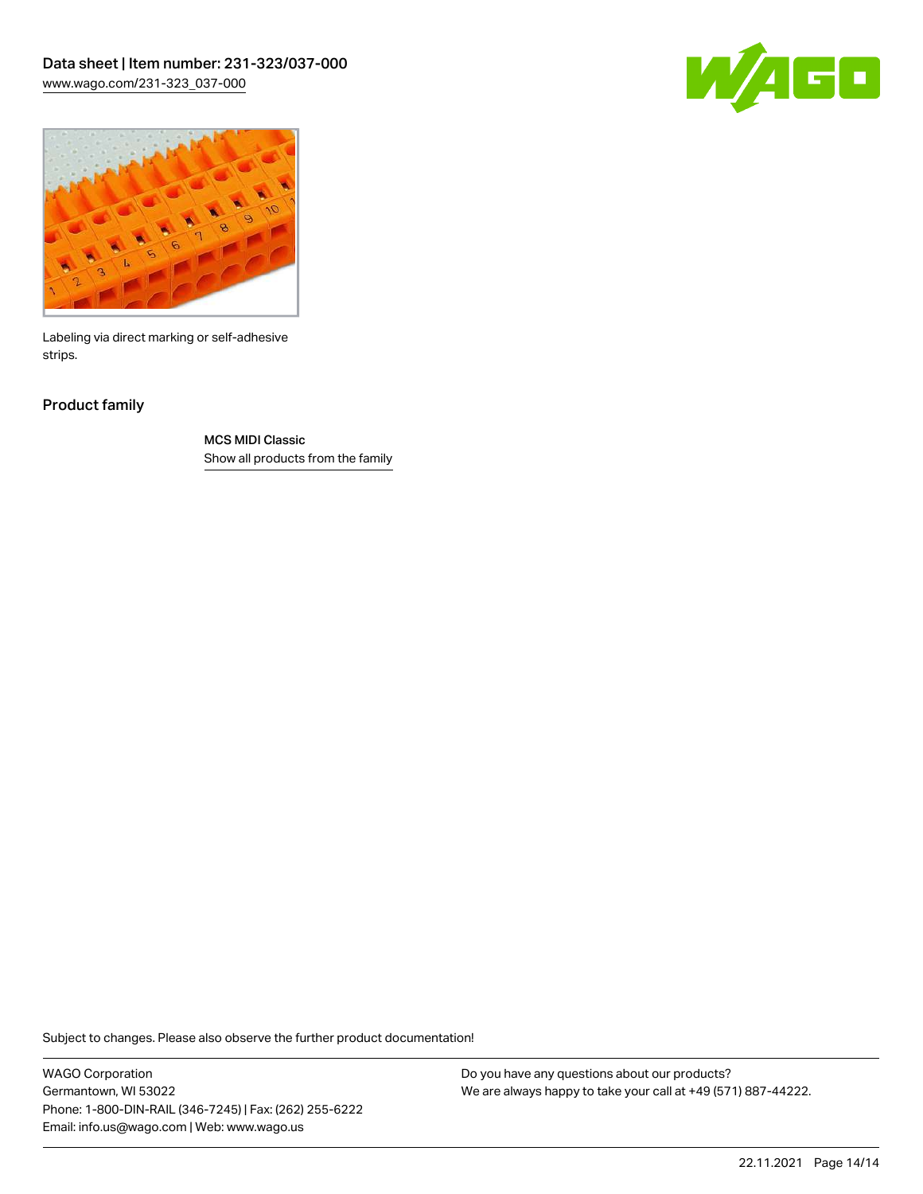Labeling via direct marking or self-adhesive strips.

## Product family

**MCS MIDI Classic**

Show all products from the family

Subject to changes. Please also observe the further product documentation!

WAGO Corporation
Germantown, WI 53022
Phone: 1-800-DIN-RAIL (346-7245) | Fax: (262) 255-6222
Email: info.us@wago.com | Web: www.wago.us

Do you have any questions about our products?
We are always happy to take your call at +49 (571) 887-44222.